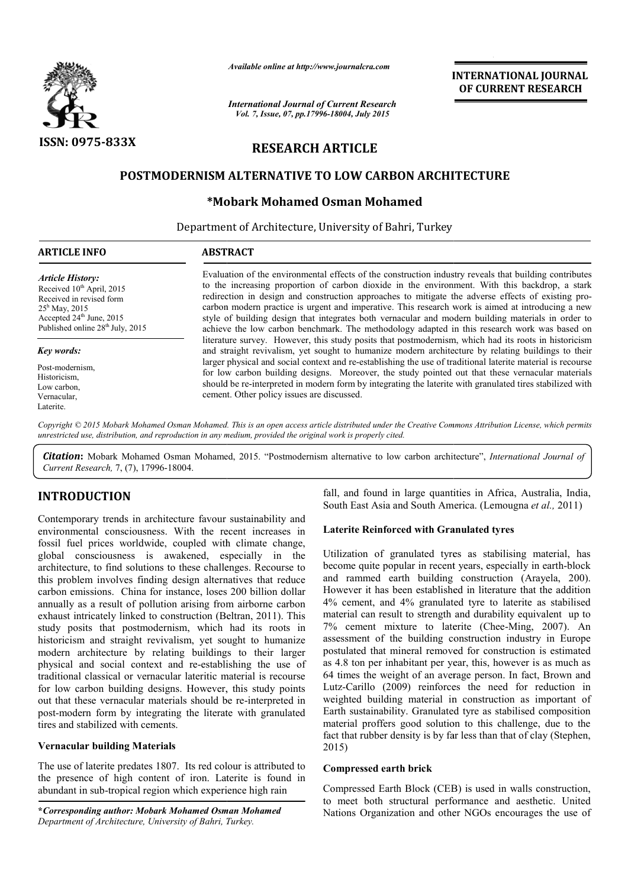ISSN: 0975-833X

*Available online at http://www.journalcra.com*

*International Journal of Current Research*
*Vol. 7, Issue, 07, pp.17996-18004, July 2015*

**INTERNATIONAL JOURNAL OF CURRENT RESEARCH**

## RESEARCH ARTICLE

# POSTMODERNISM ALTERNATIVE TO LOW CARBON ARCHITECTURE

**\*Mobark Mohamed Osman Mohamed**

Department of Architecture, University of Bahri, Turkey

**ARTICLE INFO**

*Article History:*
Received 10th April, 2015
Received in revised form 25th May, 2015
Accepted 24th June, 2015
Published online 28th July, 2015

*Key words:*
Post-modernism,
Historicism,
Low carbon,
Vernacular,
Laterite.

**ABSTRACT**

Evaluation of the environmental effects of the construction industry reveals that building contributes to the increasing proportion of carbon dioxide in the environment. With this backdrop, a stark redirection in design and construction approaches to mitigate the adverse effects of existing pro-carbon modern practice is urgent and imperative. This research work is aimed at introducing a new style of building design that integrates both vernacular and modern building materials in order to achieve the low carbon benchmark. The methodology adapted in this research work was based on literature survey. However, this study posits that postmodernism, which had its roots in historicism and straight revivalism, yet sought to humanize modern architecture by relating buildings to their larger physical and social context and re-establishing the use of traditional laterite material is recourse for low carbon building designs. Moreover, the study pointed out that these vernacular materials should be re-interpreted in modern form by integrating the laterite with granulated tires stabilized with cement. Other policy issues are discussed.

*Copyright © 2015 Mobark Mohamed Osman Mohamed. This is an open access article distributed under the Creative Commons Attribution License, which permits unrestricted use, distribution, and reproduction in any medium, provided the original work is properly cited.*

***Citation*:** Mobark Mohamed Osman Mohamed, 2015. "Postmodernism alternative to low carbon architecture", *International Journal of Current Research,* 7, (7), 17996-18004.

## INTRODUCTION

Contemporary trends in architecture favour sustainability and environmental consciousness. With the recent increases in fossil fuel prices worldwide, coupled with climate change, global consciousness is awakened, especially in the architecture, to find solutions to these challenges. Recourse to this problem involves finding design alternatives that reduce carbon emissions. China for instance, loses 200 billion dollar annually as a result of pollution arising from airborne carbon exhaust intricately linked to construction (Beltran, 2011). This study posits that postmodernism, which had its roots in historicism and straight revivalism, yet sought to humanize modern architecture by relating buildings to their larger physical and social context and re-establishing the use of traditional classical or vernacular lateritic material is recourse for low carbon building designs. However, this study points out that these vernacular materials should be re-interpreted in post-modern form by integrating the literate with granulated tires and stabilized with cements.

### Vernacular building Materials

The use of laterite predates 1807. Its red colour is attributed to the presence of high content of iron. Laterite is found in abundant in sub-tropical region which experience high rain fall, and found in large quantities in Africa, Australia, India, South East Asia and South America. (Lemougna *et al.,* 2011)

### Laterite Reinforced with Granulated tyres

Utilization of granulated tyres as stabilising material, has become quite popular in recent years, especially in earth-block and rammed earth building construction (Arayela, 200). However it has been established in literature that the addition 4% cement, and 4% granulated tyre to laterite as stabilised material can result to strength and durability equivalent up to 7% cement mixture to laterite (Chee-Ming, 2007). An assessment of the building construction industry in Europe postulated that mineral removed for construction is estimated as 4.8 ton per inhabitant per year, this, however is as much as 64 times the weight of an average person. In fact, Brown and Lutz-Carillo (2009) reinforces the need for reduction in weighted building material in construction as important of Earth sustainability. Granulated tyre as stabilised composition material proffers good solution to this challenge, due to the fact that rubber density is by far less than that of clay (Stephen, 2015)

### Compressed earth brick

Compressed Earth Block (CEB) is used in walls construction, to meet both structural performance and aesthetic. United Nations Organization and other NGOs encourages the use of

**\*Corresponding author: Mobark Mohamed Osman Mohamed**
*Department of Architecture, University of Bahri, Turkey.*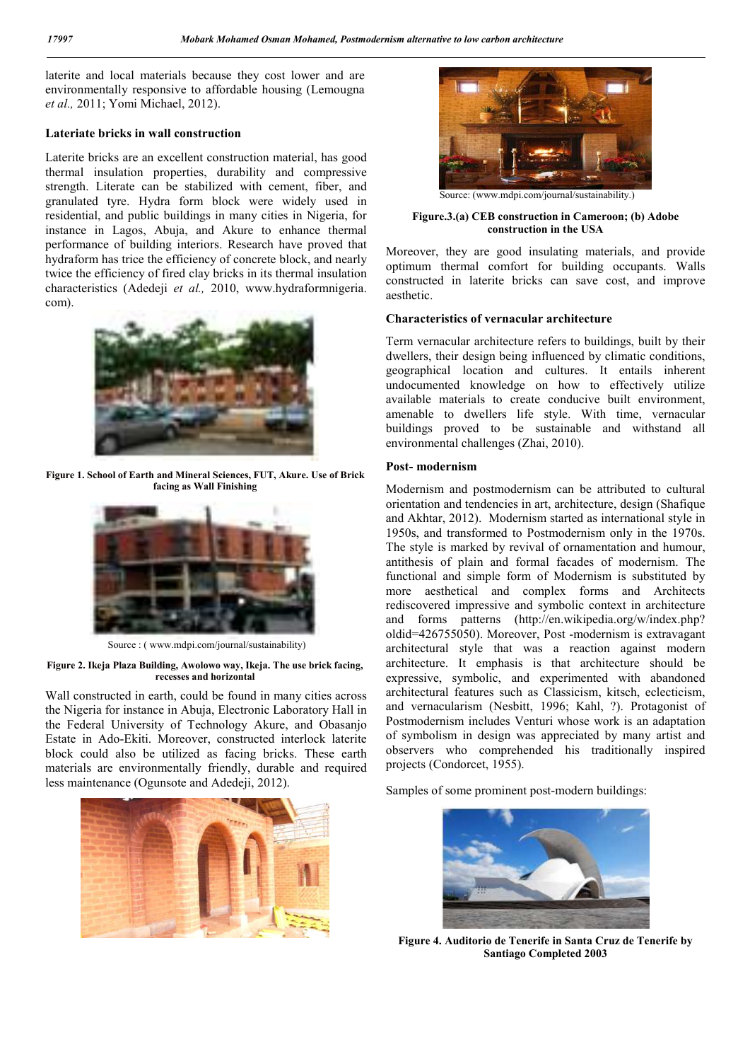laterite and local materials because they cost lower and are environmentally responsive to affordable housing (Lemougna *et al.,* 2011; Yomi Michael, 2012).

### Lateriate bricks in wall construction

Laterite bricks are an excellent construction material, has good thermal insulation properties, durability and compressive strength. Literate can be stabilized with cement, fiber, and granulated tyre. Hydra form block were widely used in residential, and public buildings in many cities in Nigeria, for instance in Lagos, Abuja, and Akure to enhance thermal performance of building interiors. Research have proved that hydraform has trice the efficiency of concrete block, and nearly twice the efficiency of fired clay bricks in its thermal insulation characteristics (Adedeji *et al.,* 2010, www.hydraformnigeria.com).

**Figure 1. School of Earth and Mineral Sciences, FUT, Akure. Use of Brick facing as Wall Finishing**

Source : ( www.mdpi.com/journal/sustainability)

**Figure 2. Ikeja Plaza Building, Awolowo way, Ikeja. The use brick facing, recesses and horizontal**

Wall constructed in earth, could be found in many cities across the Nigeria for instance in Abuja, Electronic Laboratory Hall in the Federal University of Technology Akure, and Obasanjo Estate in Ado-Ekiti. Moreover, constructed interlock laterite block could also be utilized as facing bricks. These earth materials are environmentally friendly, durable and required less maintenance (Ogunsote and Adedeji, 2012).

Source: (www.mdpi.com/journal/sustainability.)

**Figure.3.(a) CEB construction in Cameroon; (b) Adobe construction in the USA**

Moreover, they are good insulating materials, and provide optimum thermal comfort for building occupants. Walls constructed in laterite bricks can save cost, and improve aesthetic.

### Characteristics of vernacular architecture

Term vernacular architecture refers to buildings, built by their dwellers, their design being influenced by climatic conditions, geographical location and cultures. It entails inherent undocumented knowledge on how to effectively utilize available materials to create conducive built environment, amenable to dwellers life style. With time, vernacular buildings proved to be sustainable and withstand all environmental challenges (Zhai, 2010).

### Post- modernism

Modernism and postmodernism can be attributed to cultural orientation and tendencies in art, architecture, design (Shafique and Akhtar, 2012). Modernism started as international style in 1950s, and transformed to Postmodernism only in the 1970s. The style is marked by revival of ornamentation and humour, antithesis of plain and formal facades of modernism. The functional and simple form of Modernism is substituted by more aesthetical and complex forms and Architects rediscovered impressive and symbolic context in architecture and forms patterns (http://en.wikipedia.org/w/index.php?oldid=426755050). Moreover, Post -modernism is extravagant architectural style that was a reaction against modern architecture. It emphasis is that architecture should be expressive, symbolic, and experimented with abandoned architectural features such as Classicism, kitsch, eclecticism, and vernacularism (Nesbitt, 1996; Kahl, ?). Protagonist of Postmodernism includes Venturi whose work is an adaptation of symbolism in design was appreciated by many artist and observers who comprehended his traditionally inspired projects (Condorcet, 1955).

Samples of some prominent post-modern buildings:

**Figure 4. Auditorio de Tenerife in Santa Cruz de Tenerife by Santiago Completed 2003**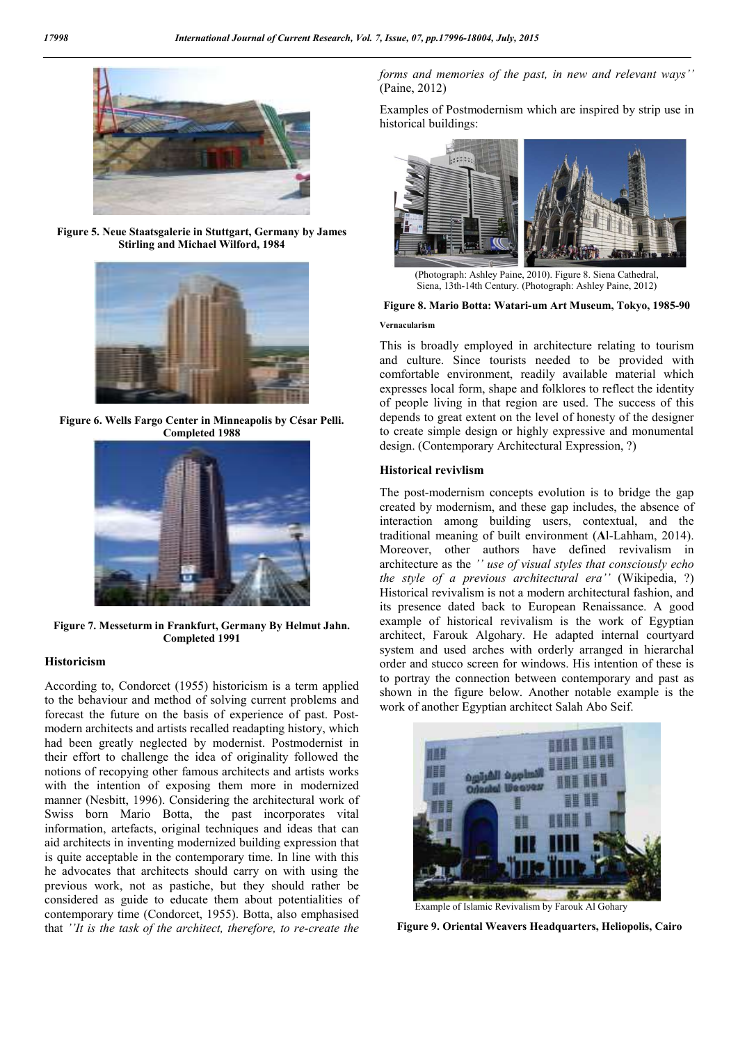Figure 5. Neue Staatsgalerie in Stuttgart, Germany by James Stirling and Michael Wilford, 1984

Figure 6. Wells Fargo Center in Minneapolis by César Pelli. Completed 1988

Figure 7. Messeturm in Frankfurt, Germany By Helmut Jahn. Completed 1991

## Historicism

According to, Condorcet (1955) historicism is a term applied to the behaviour and method of solving current problems and forecast the future on the basis of experience of past. Post-modern architects and artists recalled readapting history, which had been greatly neglected by modernist. Postmodernist in their effort to challenge the idea of originality followed the notions of recopying other famous architects and artists works with the intention of exposing them more in modernized manner (Nesbitt, 1996). Considering the architectural work of Swiss born Mario Botta, the past incorporates vital information, artefacts, original techniques and ideas that can aid architects in inventing modernized building expression that is quite acceptable in the contemporary time. In line with this he advocates that architects should carry on with using the previous work, not as pastiche, but they should rather be considered as guide to educate them about potentialities of contemporary time (Condorcet, 1955). Botta, also emphasised that *''It is the task of the architect, therefore, to re-create the forms and memories of the past, in new and relevant ways''* (Paine, 2012)

Examples of Postmodernism which are inspired by strip use in historical buildings:

(Photograph: Ashley Paine, 2010). Figure 8. Siena Cathedral, Siena, 13th-14th Century. (Photograph: Ashley Paine, 2012)

Figure 8. Mario Botta: Watari-um Art Museum, Tokyo, 1985-90

#### Vernacularism

This is broadly employed in architecture relating to tourism and culture. Since tourists needed to be provided with comfortable environment, readily available material which expresses local form, shape and folklores to reflect the identity of people living in that region are used. The success of this depends to great extent on the level of honesty of the designer to create simple design or highly expressive and monumental design. (Contemporary Architectural Expression, ?)

## Historical revivlism

The post-modernism concepts evolution is to bridge the gap created by modernism, and these gap includes, the absence of interaction among building users, contextual, and the traditional meaning of built environment (Al-Lahham, 2014). Moreover, other authors have defined revivalism in architecture as the *'' use of visual styles that consciously echo the style of a previous architectural era''* (Wikipedia, ?) Historical revivalism is not a modern architectural fashion, and its presence dated back to European Renaissance. A good example of historical revivalism is the work of Egyptian architect, Farouk Algohary. He adapted internal courtyard system and used arches with orderly arranged in hierarchal order and stucco screen for windows. His intention of these is to portray the connection between contemporary and past as shown in the figure below. Another notable example is the work of another Egyptian architect Salah Abo Seif.

Example of Islamic Revivalism by Farouk Al Gohary

Figure 9. Oriental Weavers Headquarters, Heliopolis, Cairo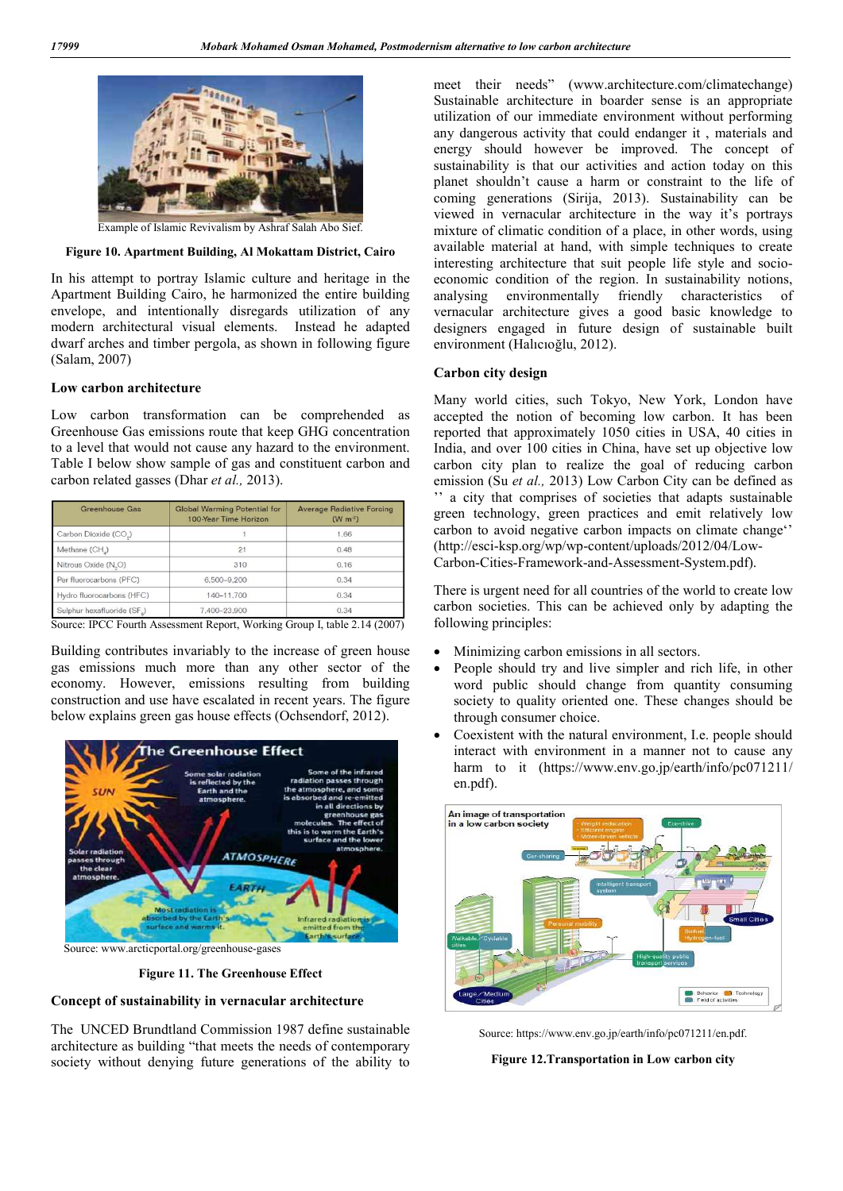Example of Islamic Revivalism by Ashraf Salah Abo Sief.

**Figure 10. Apartment Building, Al Mokattam District, Cairo**

In his attempt to portray Islamic culture and heritage in the Apartment Building Cairo, he harmonized the entire building envelope, and intentionally disregards utilization of any modern architectural visual elements. Instead he adapted dwarf arches and timber pergola, as shown in following figure (Salam, 2007)

### Low carbon architecture

Low carbon transformation can be comprehended as Greenhouse Gas emissions route that keep GHG concentration to a level that would not cause any hazard to the environment. Table I below show sample of gas and constituent carbon and carbon related gasses (Dhar *et al.,* 2013).

| Greenhouse Gas | Global Warming Potential for 100-Year Time Horizon | Average Radiative Forcing ($W\ m^{-2}$) |
|---|---|---|
| Carbon Dioxide ($CO_2$) | 1 | 1.66 |
| Methane ($CH_4$) | 21 | 0.48 |
| Nitrous Oxide ($N_2O$) | 310 | 0.16 |
| Per fluorocarbons (PFC) | 6,500–9,200 | 0.34 |
| Hydro fluorocarbons (HFC) | 140–11,700 | 0.34 |
| Sulphur hexafluoride ($SF_6$) | 7,400–23,900 | 0.34 |

Source: IPCC Fourth Assessment Report, Working Group I, table 2.14 (2007)

Building contributes invariably to the increase of green house gas emissions much more than any other sector of the economy. However, emissions resulting from building construction and use have escalated in recent years. The figure below explains green gas house effects (Ochsendorf, 2012).

Source: www.arcticportal.org/greenhouse-gases

**Figure 11. The Greenhouse Effect**

### Concept of sustainability in vernacular architecture

The UNCED Brundtland Commission 1987 define sustainable architecture as building "that meets the needs of contemporary society without denying future generations of the ability to meet their needs" (www.architecture.com/climatechange) Sustainable architecture in boarder sense is an appropriate utilization of our immediate environment without performing any dangerous activity that could endanger it , materials and energy should however be improved. The concept of sustainability is that our activities and action today on this planet shouldn't cause a harm or constraint to the life of coming generations (Sirija, 2013). Sustainability can be viewed in vernacular architecture in the way it's portrays mixture of climatic condition of a place, in other words, using available material at hand, with simple techniques to create interesting architecture that suit people life style and socio-economic condition of the region. In sustainability notions, analysing environmentally friendly characteristics of vernacular architecture gives a good basic knowledge to designers engaged in future design of sustainable built environment (Halıcıoğlu, 2012).

### Carbon city design

Many world cities, such Tokyo, New York, London have accepted the notion of becoming low carbon. It has been reported that approximately 1050 cities in USA, 40 cities in India, and over 100 cities in China, have set up objective low carbon city plan to realize the goal of reducing carbon emission (Su *et al.,* 2013) Low Carbon City can be defined as '' a city that comprises of societies that adapts sustainable green technology, green practices and emit relatively low carbon to avoid negative carbon impacts on climate change'' (http://esci-ksp.org/wp/wp-content/uploads/2012/04/Low-Carbon-Cities-Framework-and-Assessment-System.pdf).

There is urgent need for all countries of the world to create low carbon societies. This can be achieved only by adapting the following principles:

- Minimizing carbon emissions in all sectors.
- People should try and live simpler and rich life, in other word public should change from quantity consuming society to quality oriented one. These changes should be through consumer choice.
- Coexistent with the natural environment, I.e. people should interact with environment in a manner not to cause any harm to it (https://www.env.go.jp/earth/info/pc071211/en.pdf).

Source: https://www.env.go.jp/earth/info/pc071211/en.pdf.

**Figure 12.Transportation in Low carbon city**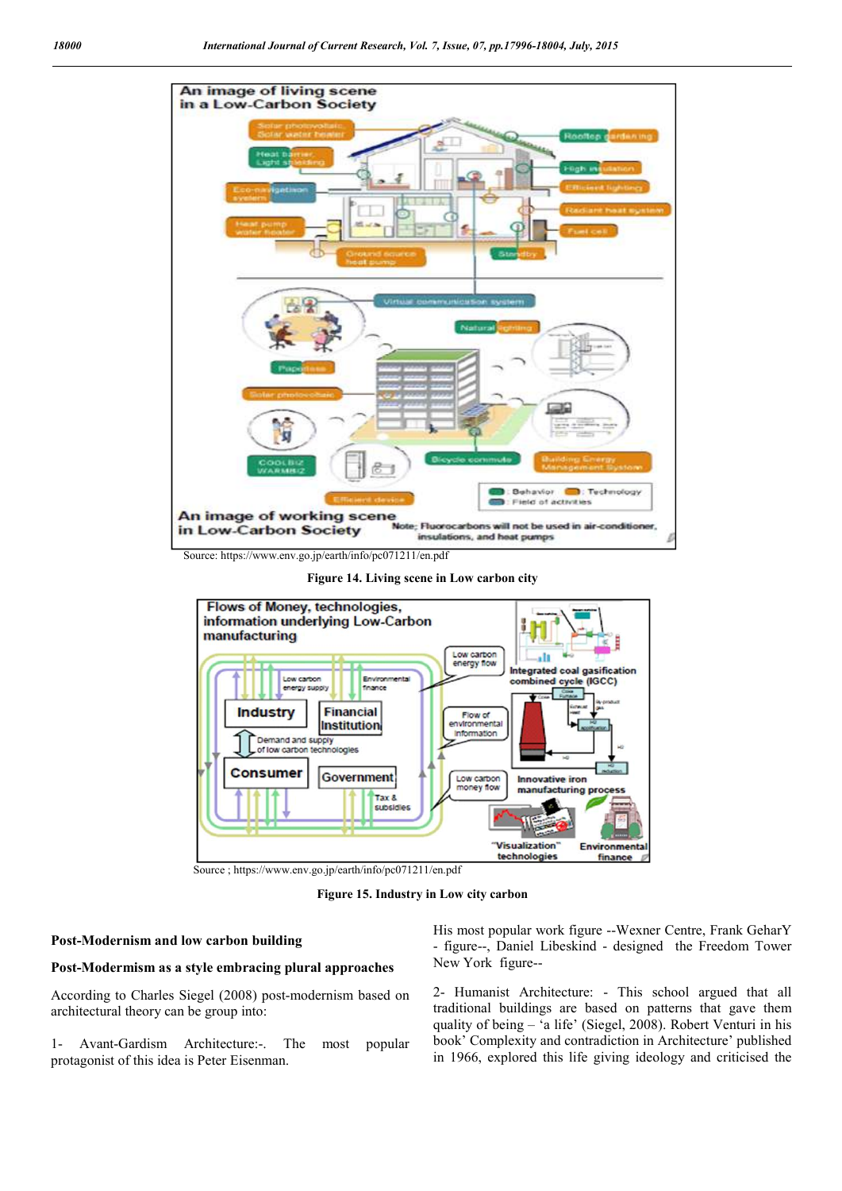Source: https://www.env.go.jp/earth/info/pc071211/en.pdf

**Figure 14. Living scene in Low carbon city**

Source ; https://www.env.go.jp/earth/info/pc071211/en.pdf

**Figure 15. Industry in Low city carbon**

**Post-Modernism and low carbon building**

**Post-Modermism as a style embracing plural approaches**

According to Charles Siegel (2008) post-modernism based on architectural theory can be group into:

1- Avant-Gardism Architecture:-. The most popular protagonist of this idea is Peter Eisenman.

His most popular work figure --Wexner Centre, Frank GeharY - figure--, Daniel Libeskind - designed the Freedom Tower New York figure--

2- Humanist Architecture: - This school argued that all traditional buildings are based on patterns that gave them quality of being – 'a life' (Siegel, 2008). Robert Venturi in his book' Complexity and contradiction in Architecture' published in 1966, explored this life giving ideology and criticised the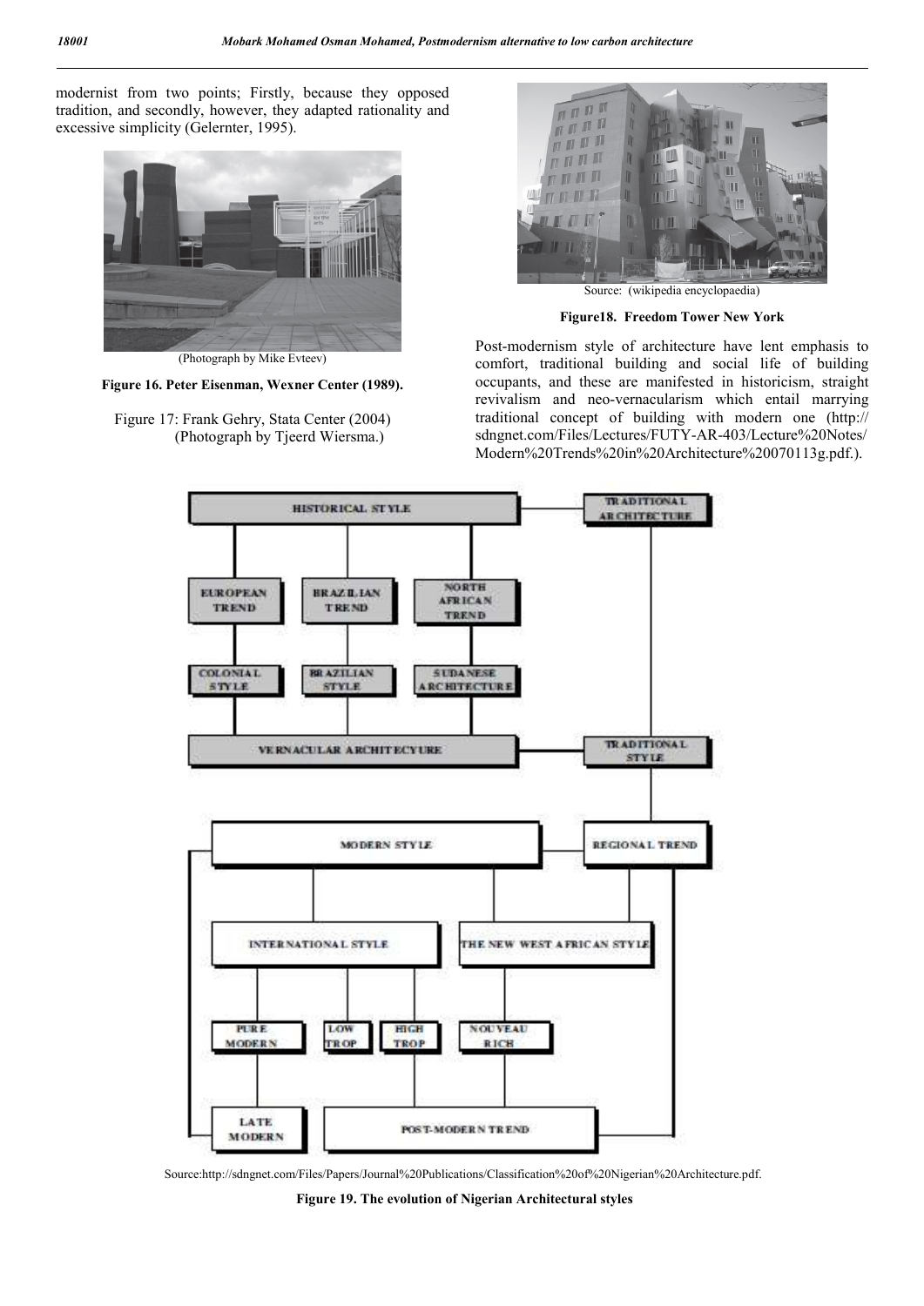modernist from two points; Firstly, because they opposed tradition, and secondly, however, they adapted rationality and excessive simplicity (Gelernter, 1995).

(Photograph by Mike Evteev)

**Figure 16. Peter Eisenman, Wexner Center (1989).**

Figure 17: Frank Gehry, Stata Center (2004) (Photograph by Tjeerd Wiersma.)

Source: (wikipedia encyclopaedia)

**Figure18. Freedom Tower New York**

Post-modernism style of architecture have lent emphasis to comfort, traditional building and social life of building occupants, and these are manifested in historicism, straight revivalism and neo-vernacularism which entail marrying traditional concept of building with modern one (http:// sdngnet.com/Files/Lectures/FUTY-AR-403/Lecture%20Notes/ Modern%20Trends%20in%20Architecture%20070113g.pdf.).

Source:http://sdngnet.com/Files/Papers/Journal%20Publications/Classification%20of%20Nigerian%20Architecture.pdf.

**Figure 19. The evolution of Nigerian Architectural styles**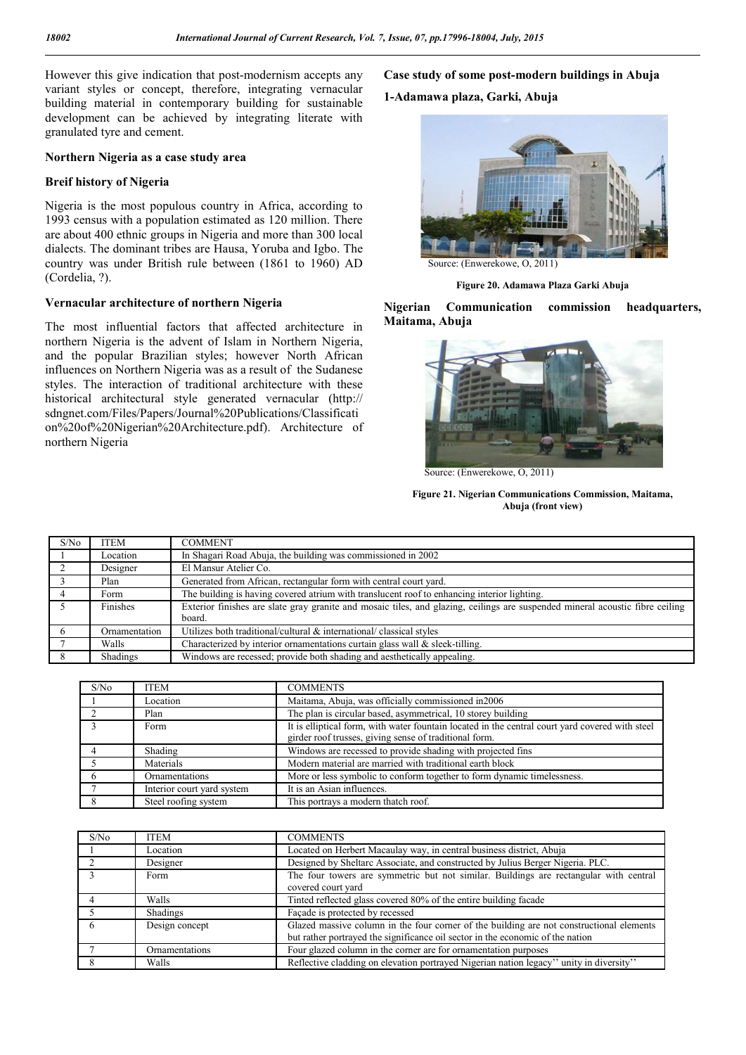However this give indication that post-modernism accepts any variant styles or concept, therefore, integrating vernacular building material in contemporary building for sustainable development can be achieved by integrating literate with granulated tyre and cement.

## Northern Nigeria as a case study area

### Breif history of Nigeria

Nigeria is the most populous country in Africa, according to 1993 census with a population estimated as 120 million. There are about 400 ethnic groups in Nigeria and more than 300 local dialects. The dominant tribes are Hausa, Yoruba and Igbo. The country was under British rule between (1861 to 1960) AD (Cordelia, ?).

### Vernacular architecture of northern Nigeria

The most influential factors that affected architecture in northern Nigeria is the advent of Islam in Northern Nigeria, and the popular Brazilian styles; however North African influences on Northern Nigeria was as a result of the Sudanese styles. The interaction of traditional architecture with these historical architectural style generated vernacular (http:// sdngnet.com/Files/Papers/Journal%20Publications/Classification%20of%20Nigerian%20Architecture.pdf). Architecture of northern Nigeria

## Case study of some post-modern buildings in Abuja

### 1-Adamawa plaza, Garki, Abuja

Source: (Enwerekowe, O, 2011)

**Figure 20. Adamawa Plaza Garki Abuja**

### Nigerian Communication commission headquarters, Maitama, Abuja

Source: (Enwerekowe, O, 2011)

**Figure 21. Nigerian Communications Commission, Maitama, Abuja (front view)**

| S/No | ITEM | COMMENT |
|---|---|---|
| 1 | Location | In Shagari Road Abuja, the building was commissioned in 2002 |
| 2 | Designer | El Mansur Atelier Co. |
| 3 | Plan | Generated from African, rectangular form with central court yard. |
| 4 | Form | The building is having covered atrium with translucent roof to enhancing interior lighting. |
| 5 | Finishes | Exterior finishes are slate gray granite and mosaic tiles, and glazing, ceilings are suspended mineral acoustic fibre ceiling board. |
| 6 | Ornamentation | Utilizes both traditional/cultural & international/ classical styles |
| 7 | Walls | Characterized by interior ornamentations curtain glass wall & sleek-tilling. |
| 8 | Shadings | Windows are recessed; provide both shading and aesthetically appealing. |

| S/No | ITEM | COMMENTS |
|---|---|---|
| 1 | Location | Maitama, Abuja, was officially commissioned in2006 |
| 2 | Plan | The plan is circular based, asymmetrical, 10 storey building |
| 3 | Form | It is elliptical form, with water fountain located in the central court yard covered with steel girder roof trusses, giving sense of traditional form. |
| 4 | Shading | Windows are recessed to provide shading with projected fins |
| 5 | Materials | Modern material are married with traditional earth block |
| 6 | Ornamentations | More or less symbolic to conform together to form dynamic timelessness. |
| 7 | Interior court yard system | It is an Asian influences. |
| 8 | Steel roofing system | This portrays a modern thatch roof. |

| S/No | ITEM | COMMENTS |
|---|---|---|
| 1 | Location | Located on Herbert Macaulay way, in central business district, Abuja |
| 2 | Designer | Designed by Sheltarc Associate, and constructed by Julius Berger Nigeria. PLC. |
| 3 | Form | The four towers are symmetric but not similar. Buildings are rectangular with central covered court yard |
| 4 | Walls | Tinted reflected glass covered 80% of the entire building facade |
| 5 | Shadings | Façade is protected by recessed |
| 6 | Design concept | Glazed massive column in the four corner of the building are not constructional elements but rather portrayed the significance oil sector in the economic of the nation |
| 7 | Ornamentations | Four glazed column in the corner are for ornamentation purposes |
| 8 | Walls | Reflective cladding on elevation portrayed Nigerian nation legacy'' unity in diversity'' |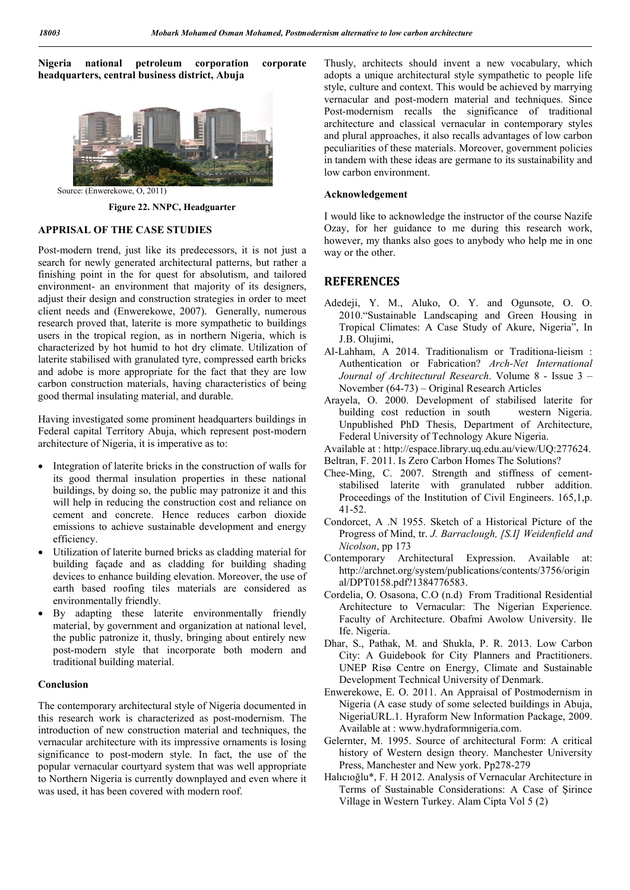**Nigeria national petroleum corporation corporate headquarters, central business district, Abuja**

Source: (Enwerekowe, O, 2011)

**Figure 22. NNPC, Headguarter**

## APPRISAL OF THE CASE STUDIES

Post-modern trend, just like its predecessors, it is not just a search for newly generated architectural patterns, but rather a finishing point in the for quest for absolutism, and tailored environment- an environment that majority of its designers, adjust their design and construction strategies in order to meet client needs and (Enwerekowe, 2007). Generally, numerous research proved that, laterite is more sympathetic to buildings users in the tropical region, as in northern Nigeria, which is characterized by hot humid to hot dry climate. Utilization of laterite stabilised with granulated tyre, compressed earth bricks and adobe is more appropriate for the fact that they are low carbon construction materials, having characteristics of being good thermal insulating material, and durable.

Having investigated some prominent headquarters buildings in Federal capital Territory Abuja, which represent post-modern architecture of Nigeria, it is imperative as to:

- Integration of laterite bricks in the construction of walls for its good thermal insulation properties in these national buildings, by doing so, the public may patronize it and this will help in reducing the construction cost and reliance on cement and concrete. Hence reduces carbon dioxide emissions to achieve sustainable development and energy efficiency.
- Utilization of laterite burned bricks as cladding material for building façade and as cladding for building shading devices to enhance building elevation. Moreover, the use of earth based roofing tiles materials are considered as environmentally friendly.
- By adapting these laterite environmentally friendly material, by government and organization at national level, the public patronize it, thusly, bringing about entirely new post-modern style that incorporate both modern and traditional building material.

### Conclusion

The contemporary architectural style of Nigeria documented in this research work is characterized as post-modernism. The introduction of new construction material and techniques, the vernacular architecture with its impressive ornaments is losing significance to post-modern style. In fact, the use of the popular vernacular courtyard system that was well appropriate to Northern Nigeria is currently downplayed and even where it was used, it has been covered with modern roof.

Thusly, architects should invent a new vocabulary, which adopts a unique architectural style sympathetic to people life style, culture and context. This would be achieved by marrying vernacular and post-modern material and techniques. Since Post-modernism recalls the significance of traditional architecture and classical vernacular in contemporary styles and plural approaches, it also recalls advantages of low carbon peculiarities of these materials. Moreover, government policies in tandem with these ideas are germane to its sustainability and low carbon environment.

### Acknowledgement

I would like to acknowledge the instructor of the course Nazife Ozay, for her guidance to me during this research work, however, my thanks also goes to anybody who help me in one way or the other.

## REFERENCES

Adedeji, Y. M., Aluko, O. Y. and Ogunsote, O. O. 2010."Sustainable Landscaping and Green Housing in Tropical Climates: A Case Study of Akure, Nigeria", In J.B. Olujimi,

Al-Lahham, A 2014. Traditionalism or Traditiona-lieism : Authentication or Fabrication? *Arch-Net International Journal of Architectural Research*. Volume 8 - Issue 3 – November (64-73) – Original Research Articles

Arayela, O. 2000. Development of stabilised laterite for building cost reduction in south western Nigeria. Unpublished PhD Thesis, Department of Architecture, Federal University of Technology Akure Nigeria.

Available at : http://espace.library.uq.edu.au/view/UQ:277624.

Beltran, F. 2011. Is Zero Carbon Homes The Solutions?

Chee-Ming, C. 2007. Strength and stiffness of cement-stabilised laterite with granulated rubber addition. Proceedings of the Institution of Civil Engineers. 165,1,p. 41-52.

Condorcet, A .N 1955. Sketch of a Historical Picture of the Progress of Mind, tr. *J. Barraclough, [S.I] Weidenfield and Nicolson*, pp 173

Contemporary Architectural Expression. Available at: http://archnet.org/system/publications/contents/3756/original/DPT0158.pdf?1384776583.

Cordelia, O. Osasona, C.O (n.d) From Traditional Residential Architecture to Vernacular: The Nigerian Experience. Faculty of Architecture. Obafmi Awolow University. Ile Ife. Nigeria.

Dhar, S., Pathak, M. and Shukla, P. R. 2013. Low Carbon City: A Guidebook for City Planners and Practitioners. UNEP Risø Centre on Energy, Climate and Sustainable Development Technical University of Denmark.

Enwerekowe, E. O. 2011. An Appraisal of Postmodernism in Nigeria (A case study of some selected buildings in Abuja, NigeriaURL.1. Hyraform New Information Package, 2009. Available at : www.hydraformnigeria.com.

Gelernter, M. 1995. Source of architectural Form: A critical history of Western design theory. Manchester University Press, Manchester and New york. Pp278-279

Halıcıoğlu*, F. H 2012. Analysis of Vernacular Architecture in Terms of Sustainable Considerations: A Case of Şirince Village in Western Turkey. Alam Cipta Vol 5 (2)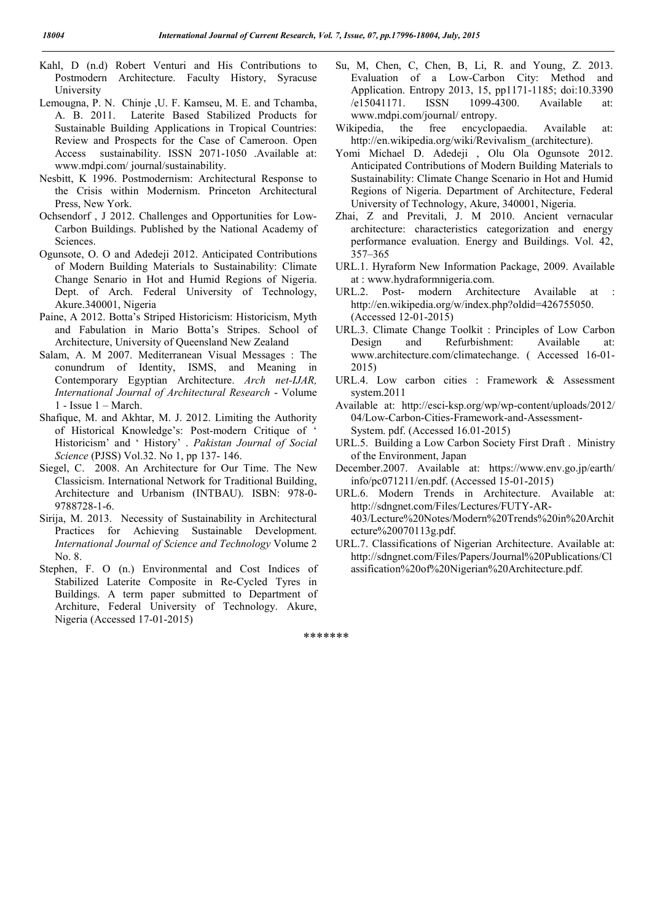Kahl, D (n.d) Robert Venturi and His Contributions to Postmodern Architecture. Faculty History, Syracuse University

Lemougna, P. N. Chinje ,U. F. Kamseu, M. E. and Tchamba, A. B. 2011. Laterite Based Stabilized Products for Sustainable Building Applications in Tropical Countries: Review and Prospects for the Case of Cameroon. Open Access sustainability. ISSN 2071-1050 .Available at: www.mdpi.com/ journal/sustainability.

Nesbitt, K 1996. Postmodernism: Architectural Response to the Crisis within Modernism. Princeton Architectural Press, New York.

Ochsendorf , J 2012. Challenges and Opportunities for Low-Carbon Buildings. Published by the National Academy of Sciences.

Ogunsote, O. O and Adedeji 2012. Anticipated Contributions of Modern Building Materials to Sustainability: Climate Change Senario in Hot and Humid Regions of Nigeria. Dept. of Arch. Federal University of Technology, Akure.340001, Nigeria

Paine, A 2012. Botta's Striped Historicism: Historicism, Myth and Fabulation in Mario Botta's Stripes. School of Architecture, University of Queensland New Zealand

Salam, A. M 2007. Mediterranean Visual Messages : The conundrum of Identity, ISMS, and Meaning in Contemporary Egyptian Architecture. *Arch net-IJAR, International Journal of Architectural Research* - Volume 1 - Issue 1 – March.

Shafique, M. and Akhtar, M. J. 2012. Limiting the Authority of Historical Knowledge's: Post-modern Critique of ' Historicism' and ' History' . *Pakistan Journal of Social Science* (PJSS) Vol.32. No 1, pp 137- 146.

Siegel, C. 2008. An Architecture for Our Time. The New Classicism. International Network for Traditional Building, Architecture and Urbanism (INTBAU). ISBN: 978-0-9788728-1-6.

Sirija, M. 2013. Necessity of Sustainability in Architectural Practices for Achieving Sustainable Development. *International Journal of Science and Technology* Volume 2 No. 8.

Stephen, F. O (n.) Environmental and Cost Indices of Stabilized Laterite Composite in Re-Cycled Tyres in Buildings. A term paper submitted to Department of Architure, Federal University of Technology. Akure, Nigeria (Accessed 17-01-2015)

Su, M, Chen, C, Chen, B, Li, R. and Young, Z. 2013. Evaluation of a Low-Carbon City: Method and Application. Entropy 2013, 15, pp1171-1185; doi:10.3390 /e15041171. ISSN 1099-4300. Available at: www.mdpi.com/journal/ entropy.

Wikipedia, the free encyclopaedia. Available at: http://en.wikipedia.org/wiki/Revivalism_(architecture).

Yomi Michael D. Adedeji , Olu Ola Ogunsote 2012. Anticipated Contributions of Modern Building Materials to Sustainability: Climate Change Scenario in Hot and Humid Regions of Nigeria. Department of Architecture, Federal University of Technology, Akure, 340001, Nigeria.

Zhai, Z and Previtali, J. M 2010. Ancient vernacular architecture: characteristics categorization and energy performance evaluation. Energy and Buildings. Vol. 42, 357–365

URL.1. Hyraform New Information Package, 2009. Available at : www.hydraformnigeria.com.

URL.2. Post- modern Architecture Available at : http://en.wikipedia.org/w/index.php?oldid=426755050. (Accessed 12-01-2015)

URL.3. Climate Change Toolkit : Principles of Low Carbon Design and Refurbishment: Available at: www.architecture.com/climatechange. ( Accessed 16-01-2015)

URL.4. Low carbon cities : Framework & Assessment system.2011

Available at: http://esci-ksp.org/wp/wp-content/uploads/2012/04/Low-Carbon-Cities-Framework-and-Assessment-System. pdf. (Accessed 16.01-2015)

URL.5. Building a Low Carbon Society First Draft . Ministry of the Environment, Japan

December.2007. Available at: https://www.env.go.jp/earth/info/pc071211/en.pdf. (Accessed 15-01-2015)

URL.6. Modern Trends in Architecture. Available at: http://sdngnet.com/Files/Lectures/FUTY-AR-403/Lecture%20Notes/Modern%20Trends%20in%20Architecture%20070113g.pdf.

URL.7. Classifications of Nigerian Architecture. Available at: http://sdngnet.com/Files/Papers/Journal%20Publications/Classification%20of%20Nigerian%20Architecture.pdf.

*******